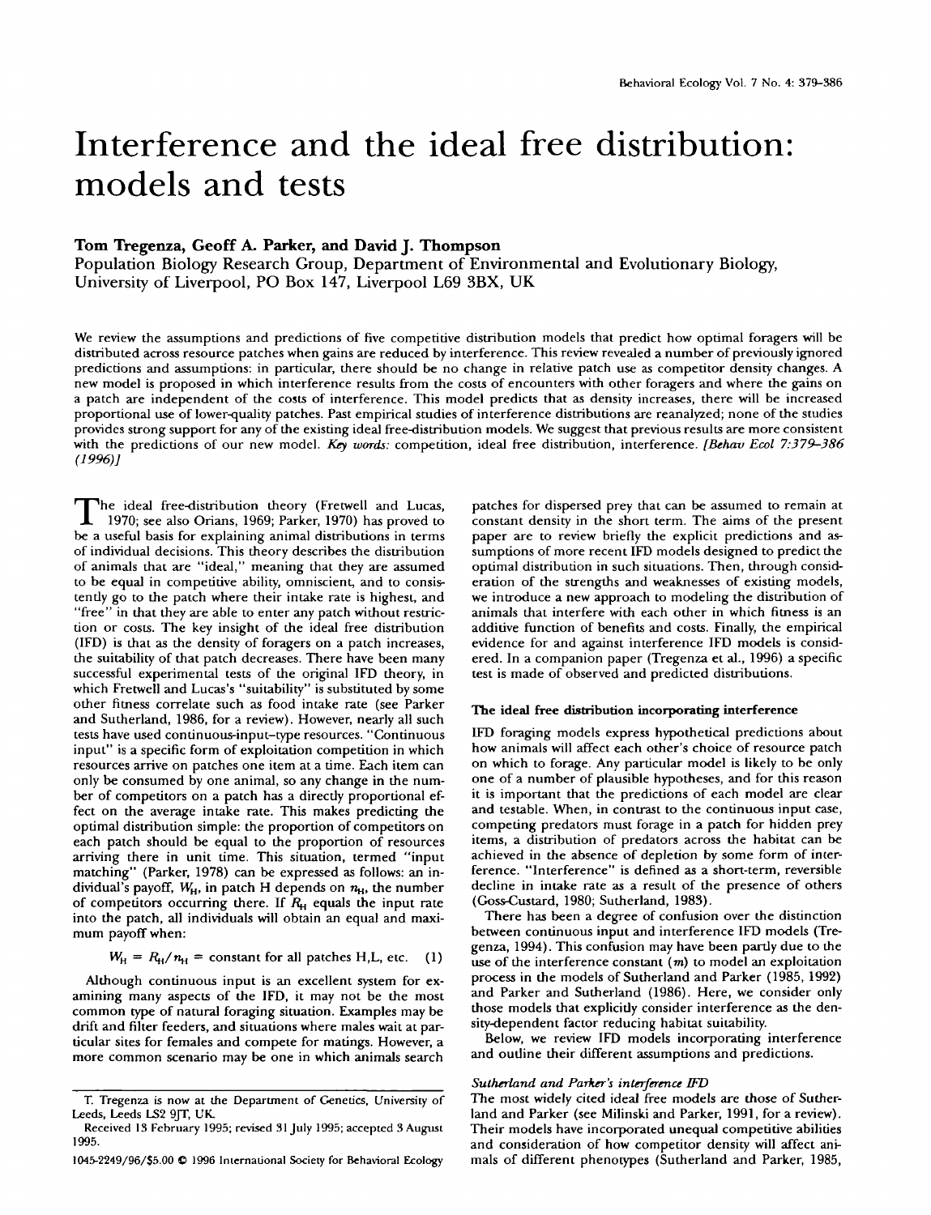# Interference and the ideal free distribution: models and tests

**Tom Tregenza, Geoff A. Parker, and David J. Thompson**

Population Biology Research Group, Department of Environmental and Evolutionary Biology, University of Liverpool, PO Box 147, Liverpool L69 3BX, UK

We review the assumptions and predictions of five competitive distribution models that predict how optimal foragers will be distributed across resource patches when gains are reduced by interference. This review revealed a number of previously ignored predictions and assumptions: in particular, there should be no change in relative patch use as competitor density changes. A new model is proposed in which interference results from the costs of encounters with other foragers and where the gains on a patch are independent of the costs of interference. This model predicts that as density increases, there will be increased proportional use of lower-quality patches. Past empirical studies of interference distributions are reanalyzed; none of the studies provides strong support for any of the existing ideal free-distribution models. We suggest that previous results are more consistent with the predictions of our new model. *Key words:* competition, ideal free distribution, interference. *[Behav Ecol 7:379–386 (1996)]*

The ideal free-distribution theory (Fretwell and Lucas, 1970; see also Orians, 1969; Parker, 1970) has proved to be a useful basis for explaining animal distributions in terms of individual decisions. This theory describes the distribution of animals that are "ideal," meaning that they are assumed to be equal in competitive ability, omniscient, and to consistently go to the patch where their intake rate is highest, and "free" in that they are able to enter any patch without restriction or costs. The key insight of the ideal free distribution (IFD) is that as the density of foragers on a patch increases, the suitability of that patch decreases. There have been many successful experimental tests of the original IFD theory, in which Fretwell and Lucas's "suitability" is substituted by some other fitness correlate such as food intake rate (see Parker and Sutherland, 1986, for a review). However, nearly all such tests have used continuous-input–type resources. "Continuous input" is a specific form of exploitation competition in which resources arrive on patches one item at a time. Each item can only be consumed by one animal, so any change in the number of competitors on a patch has a directly proportional effect on the average intake rate. This makes predicting the optimal distribution simple: the proportion of competitors on each patch should be equal to the proportion of resources arriving there in unit time. This situation, termed "input matching" (Parker, 1978) can be expressed as follows: an individual's payoff, $W_H$, in patch H depends on $n_H$, the number of competitors occurring there. If $R_H$ equals the input rate into the patch, all individuals will obtain an equal and maximum payoff when:

$$W_H = R_H/n_H = \text{constant for all patches H,L, etc.} \quad (1)$$

Although continuous input is an excellent system for examining many aspects of the IFD, it may not be the most common type of natural foraging situation. Examples may be drift and filter feeders, and situations where males wait at particular sites for females and compete for matings. However, a more common scenario may be one in which animals search patches for dispersed prey that can be assumed to remain at constant density in the short term. The aims of the present paper are to review briefly the explicit predictions and assumptions of more recent IFD models designed to predict the optimal distribution in such situations. Then, through consideration of the strengths and weaknesses of existing models, we introduce a new approach to modeling the distribution of animals that interfere with each other in which fitness is an additive function of benefits and costs. Finally, the empirical evidence for and against interference IFD models is considered. In a companion paper (Tregenza et al., 1996) a specific test is made of observed and predicted distributions.

### The ideal free distribution incorporating interference

IFD foraging models express hypothetical predictions about how animals will affect each other's choice of resource patch on which to forage. Any particular model is likely to be only one of a number of plausible hypotheses, and for this reason it is important that the predictions of each model are clear and testable. When, in contrast to the continuous input case, competing predators must forage in a patch for hidden prey items, a distribution of predators across the habitat can be achieved in the absence of depletion by some form of interference. "Interference" is defined as a short-term, reversible decline in intake rate as a result of the presence of others (Goss-Custard, 1980; Sutherland, 1983).

There has been a degree of confusion over the distinction between continuous input and interference IFD models (Tregenza, 1994). This confusion may have been partly due to the use of the interference constant ($m$) to model an exploitation process in the models of Sutherland and Parker (1985, 1992) and Parker and Sutherland (1986). Here, we consider only those models that explicitly consider interference as the density-dependent factor reducing habitat suitability.

Below, we review IFD models incorporating interference and outline their different assumptions and predictions.

#### *Sutherland and Parker's interference IFD*

The most widely cited ideal free models are those of Sutherland and Parker (see Milinski and Parker, 1991, for a review). Their models have incorporated unequal competitive abilities and consideration of how competitor density will affect animals of different phenotypes (Sutherland and Parker, 1985,

T. Tregenza is now at the Department of Genetics, University of Leeds, Leeds LS2 9JT, UK.

Received 13 February 1995; revised 31 July 1995; accepted 3 August 1995.

1045-2249/96/$5.00 © 1996 International Society for Behavioral Ecology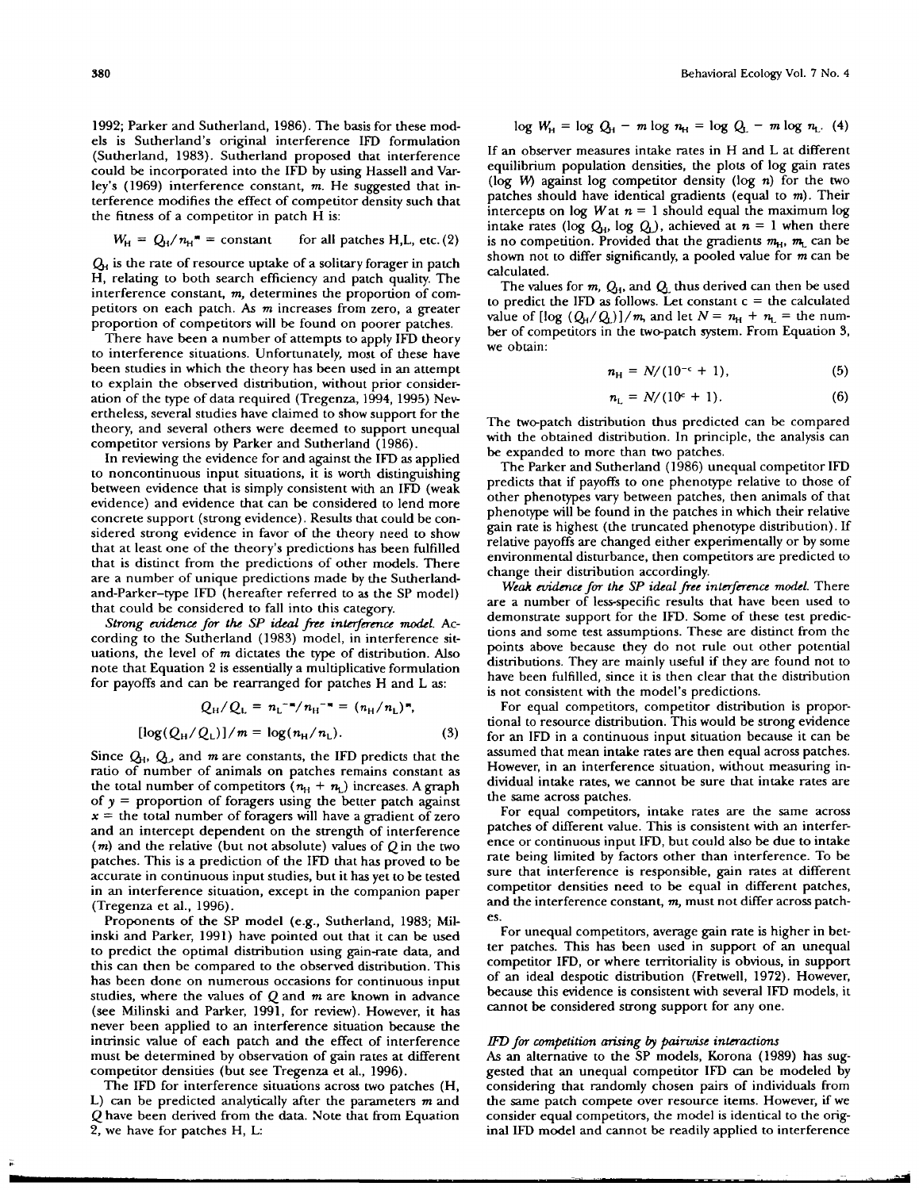1992; Parker and Sutherland, 1986). The basis for these models is Sutherland's original interference IFD formulation (Sutherland, 1983). Sutherland proposed that interference could be incorporated into the IFD by using Hassell and Varley's (1969) interference constant, $m$. He suggested that interference modifies the effect of competitor density such that the fitness of a competitor in patch H is:

$$W_H = Q_H/n_H^{\,m} = \text{constant} \qquad \text{for all patches H,L, etc.} \quad (2)$$

$Q_H$ is the rate of resource uptake of a solitary forager in patch H, relating to both search efficiency and patch quality. The interference constant, $m$, determines the proportion of competitors on each patch. As $m$ increases from zero, a greater proportion of competitors will be found on poorer patches.

There have been a number of attempts to apply IFD theory to interference situations. Unfortunately, most of these have been studies in which the theory has been used in an attempt to explain the observed distribution, without prior consideration of the type of data required (Tregenza, 1994, 1995) Nevertheless, several studies have claimed to show support for the theory, and several others were deemed to support unequal competitor versions by Parker and Sutherland (1986).

In reviewing the evidence for and against the IFD as applied to noncontinuous input situations, it is worth distinguishing between evidence that is simply consistent with an IFD (weak evidence) and evidence that can be considered to lend more concrete support (strong evidence). Results that could be considered strong evidence in favor of the theory need to show that at least one of the theory's predictions has been fulfilled that is distinct from the predictions of other models. There are a number of unique predictions made by the Sutherland-and-Parker–type IFD (hereafter referred to as the SP model) that could be considered to fall into this category.

*Strong evidence for the SP ideal free interference model.* According to the Sutherland (1983) model, in interference situations, the level of $m$ dictates the type of distribution. Also note that Equation 2 is essentially a multiplicative formulation for payoffs and can be rearranged for patches H and L as:

$$Q_H/Q_L = n_L^{-m}/n_H^{-m} = (n_H/n_L)^m,$$

$$[\log(Q_H/Q_L)]/m = \log(n_H/n_L). \quad (3)$$

Since $Q_H$, $Q_L$, and $m$ are constants, the IFD predicts that the ratio of number of animals on patches remains constant as the total number of competitors ($n_H + n_L$) increases. A graph of $y$ = proportion of foragers using the better patch against $x$ = the total number of foragers will have a gradient of zero and an intercept dependent on the strength of interference ($m$) and the relative (but not absolute) values of $Q$ in the two patches. This is a prediction of the IFD that has proved to be accurate in continuous input studies, but it has yet to be tested in an interference situation, except in the companion paper (Tregenza et al., 1996).

Proponents of the SP model (e.g., Sutherland, 1983; Milinski and Parker, 1991) have pointed out that it can be used to predict the optimal distribution using gain-rate data, and this can then be compared to the observed distribution. This has been done on numerous occasions for continuous input studies, where the values of $Q$ and $m$ are known in advance (see Milinski and Parker, 1991, for review). However, it has never been applied to an interference situation because the intrinsic value of each patch and the effect of interference must be determined by observation of gain rates at different competitor densities (but see Tregenza et al., 1996).

The IFD for interference situations across two patches (H, L) can be predicted analytically after the parameters $m$ and $Q$ have been derived from the data. Note that from Equation 2, we have for patches H, L:

$$\log W_H = \log Q_H - m \log n_H = \log Q_L - m \log n_L. \quad (4)$$

If an observer measures intake rates in H and L at different equilibrium population densities, the plots of log gain rates (log $W$) against log competitor density (log $n$) for the two patches should have identical gradients (equal to $m$). Their intercepts on log $W$ at $n = 1$ should equal the maximum log intake rates (log $Q_H$, log $Q_L$), achieved at $n = 1$ when there is no competition. Provided that the gradients $m_H$, $m_L$ can be shown not to differ significantly, a pooled value for $m$ can be calculated.

The values for $m$, $Q_H$, and $Q_L$ thus derived can then be used to predict the IFD as follows. Let constant c = the calculated value of $[\log(Q_H/Q_L)]/m$, and let $N = n_H + n_L$ = the number of competitors in the two-patch system. From Equation 3, we obtain:

$$n_H = N/(10^{-c} + 1), \quad (5)$$

$$n_L = N/(10^{c} + 1). \quad (6)$$

The two-patch distribution thus predicted can be compared with the obtained distribution. In principle, the analysis can be expanded to more than two patches.

The Parker and Sutherland (1986) unequal competitor IFD predicts that if payoffs to one phenotype relative to those of other phenotypes vary between patches, then animals of that phenotype will be found in the patches in which their relative gain rate is highest (the truncated phenotype distribution). If relative payoffs are changed either experimentally or by some environmental disturbance, then competitors are predicted to change their distribution accordingly.

*Weak evidence for the SP ideal free interference model.* There are a number of less-specific results that have been used to demonstrate support for the IFD. Some of these test predictions and some test assumptions. These are distinct from the points above because they do not rule out other potential distributions. They are mainly useful if they are found not to have been fulfilled, since it is then clear that the distribution is not consistent with the model's predictions.

For equal competitors, competitor distribution is proportional to resource distribution. This would be strong evidence for an IFD in a continuous input situation because it can be assumed that mean intake rates are then equal across patches. However, in an interference situation, without measuring individual intake rates, we cannot be sure that intake rates are the same across patches.

For equal competitors, intake rates are the same across patches of different value. This is consistent with an interference or continuous input IFD, but could also be due to intake rate being limited by factors other than interference. To be sure that interference is responsible, gain rates at different competitor densities need to be equal in different patches, and the interference constant, $m$, must not differ across patches.

For unequal competitors, average gain rate is higher in better patches. This has been used in support of an unequal competitor IFD, or where territoriality is obvious, in support of an ideal despotic distribution (Fretwell, 1972). However, because this evidence is consistent with several IFD models, it cannot be considered strong support for any one.

### *IFD for competition arising by pairwise interactions*

As an alternative to the SP models, Korona (1989) has suggested that an unequal competitor IFD can be modeled by considering that randomly chosen pairs of individuals from the same patch compete over resource items. However, if we consider equal competitors, the model is identical to the original IFD model and cannot be readily applied to interference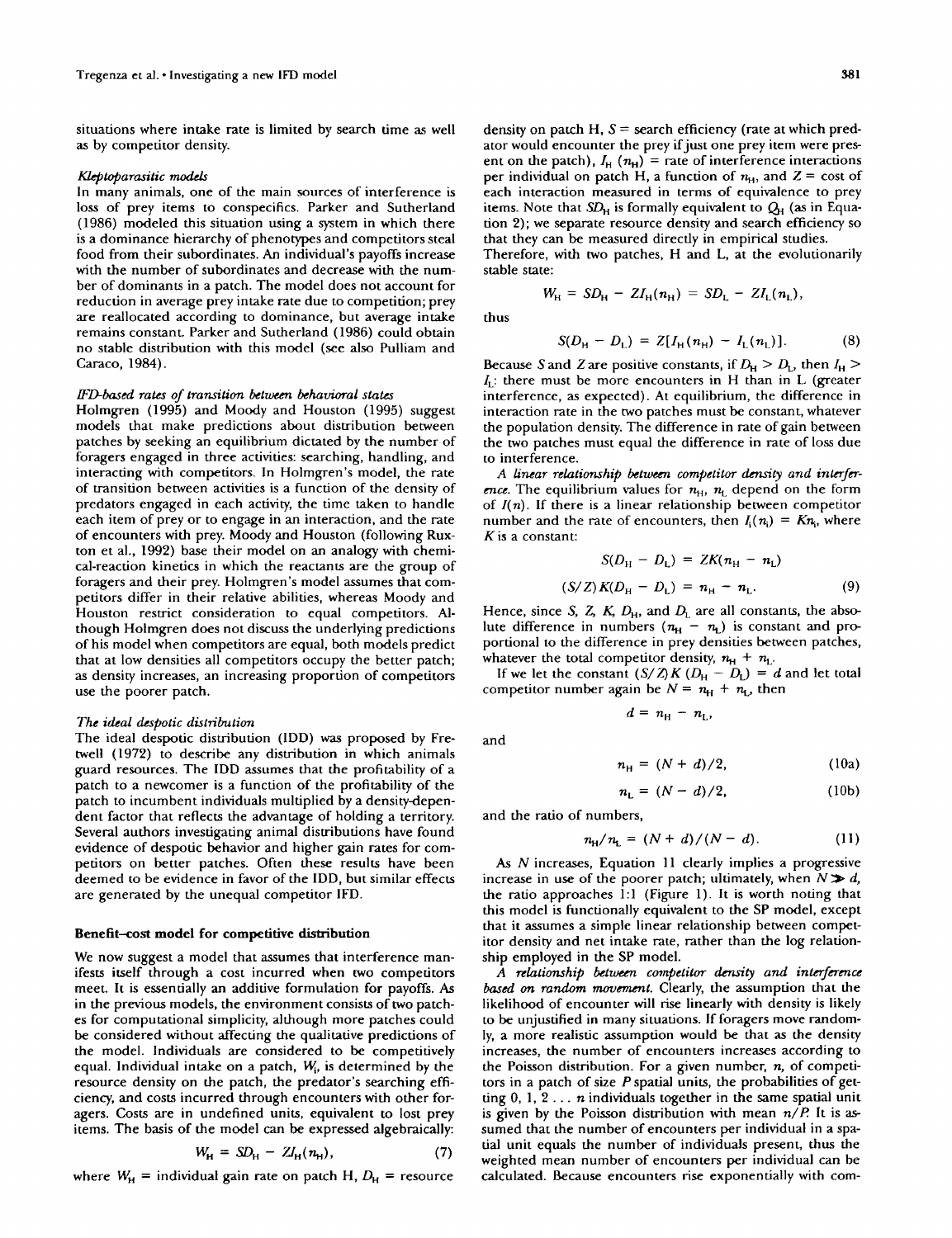situations where intake rate is limited by search time as well as by competitor density.

*Kleptoparasitic models*

In many animals, one of the main sources of interference is loss of prey items to conspecifics. Parker and Sutherland (1986) modeled this situation using a system in which there is a dominance hierarchy of phenotypes and competitors steal food from their subordinates. An individual's payoffs increase with the number of subordinates and decrease with the number of dominants in a patch. The model does not account for reduction in average prey intake rate due to competition; prey are reallocated according to dominance, but average intake remains constant. Parker and Sutherland (1986) could obtain no stable distribution with this model (see also Pulliam and Caraco, 1984).

*IFD-based rates of transition between behavioral states*

Holmgren (1995) and Moody and Houston (1995) suggest models that make predictions about distribution between patches by seeking an equilibrium dictated by the number of foragers engaged in three activities: searching, handling, and interacting with competitors. In Holmgren's model, the rate of transition between activities is a function of the density of predators engaged in each activity, the time taken to handle each item of prey or to engage in an interaction, and the rate of encounters with prey. Moody and Houston (following Ruxton et al., 1992) base their model on an analogy with chemical-reaction kinetics in which the reactants are the group of foragers and their prey. Holmgren's model assumes that competitors differ in their relative abilities, whereas Moody and Houston restrict consideration to equal competitors. Although Holmgren does not discuss the underlying predictions of his model when competitors are equal, both models predict that at low densities all competitors occupy the better patch; as density increases, an increasing proportion of competitors use the poorer patch.

*The ideal despotic distribution*

The ideal despotic distribution (IDD) was proposed by Fretwell (1972) to describe any distribution in which animals guard resources. The IDD assumes that the profitability of a patch to a newcomer is a function of the profitability of the patch to incumbent individuals multiplied by a density-dependent factor that reflects the advantage of holding a territory. Several authors investigating animal distributions have found evidence of despotic behavior and higher gain rates for competitors on better patches. Often these results have been deemed to be evidence in favor of the IDD, but similar effects are generated by the unequal competitor IFD.

## Benefit–cost model for competitive distribution

We now suggest a model that assumes that interference manifests itself through a cost incurred when two competitors meet. It is essentially an additive formulation for payoffs. As in the previous models, the environment consists of two patches for computational simplicity, although more patches could be considered without affecting the qualitative predictions of the model. Individuals are considered to be competitively equal. Individual intake on a patch, $W_i$, is determined by the resource density on the patch, the predator's searching efficiency, and costs incurred through encounters with other foragers. Costs are in undefined units, equivalent to lost prey items. The basis of the model can be expressed algebraically:

$$W_H = SD_H - ZI_H(n_H), \tag{7}$$

where $W_H$ = individual gain rate on patch H, $D_H$ = resource density on patch H, $S$ = search efficiency (rate at which predator would encounter the prey if just one prey item were present on the patch), $I_H$ ($n_H$) = rate of interference interactions per individual on patch H, a function of $n_H$, and $Z$ = cost of each interaction measured in terms of equivalence to prey items. Note that $SD_H$ is formally equivalent to $Q_H$ (as in Equation 2); we separate resource density and search efficiency so that they can be measured directly in empirical studies.

Therefore, with two patches, H and L, at the evolutionarily stable state:

$$W_H = SD_H - ZI_H(n_H) = SD_L - ZI_L(n_L),$$

thus

$$S(D_H - D_L) = Z[I_H(n_H) - I_L(n_L)]. \tag{8}$$

Because $S$ and $Z$ are positive constants, if $D_H > D_L$, then $I_H > I_L$: there must be more encounters in H than in L (greater interference, as expected). At equilibrium, the difference in interaction rate in the two patches must be constant, whatever the population density. The difference in rate of gain between the two patches must equal the difference in rate of loss due to interference.

*A linear relationship between competitor density and interference.* The equilibrium values for $n_H$, $n_L$ depend on the form of $I(n)$. If there is a linear relationship between competitor number and the rate of encounters, then $I_i(n_i) = Kn_i$, where $K$ is a constant:

$$S(D_H - D_L) = ZK(n_H - n_L)$$

$$(S/Z)K(D_H - D_L) = n_H - n_L. \tag{9}$$

Hence, since $S$, $Z$, $K$, $D_H$, and $D_L$ are all constants, the absolute difference in numbers ($n_H - n_L$) is constant and proportional to the difference in prey densities between patches, whatever the total competitor density, $n_H + n_L$.

If we let the constant $(S/Z)K(D_H - D_L) = d$ and let total competitor number again be $N = n_H + n_L$, then

$$d = n_H - n_L,$$

and

$$n_H = (N + d)/2, \tag{10a}$$

$$n_L = (N - d)/2, \tag{10b}$$

and the ratio of numbers,

$$n_H/n_L = (N + d)/(N - d). \tag{11}$$

As $N$ increases, Equation 11 clearly implies a progressive increase in use of the poorer patch; ultimately, when $N \gg d$, the ratio approaches 1:1 (Figure 1). It is worth noting that this model is functionally equivalent to the SP model, except that it assumes a simple linear relationship between competitor density and net intake rate, rather than the log relationship employed in the SP model.

*A relationship between competitor density and interference based on random movement.* Clearly, the assumption that the likelihood of encounter will rise linearly with density is likely to be unjustified in many situations. If foragers move randomly, a more realistic assumption would be that as the density increases, the number of encounters increases according to the Poisson distribution. For a given number, $n$, of competitors in a patch of size $P$ spatial units, the probabilities of getting 0, 1, 2 ... $n$ individuals together in the same spatial unit is given by the Poisson distribution with mean $n/P$. It is assumed that the number of encounters per individual in a spatial unit equals the number of individuals present, thus the weighted mean number of encounters per individual can be calculated. Because encounters rise exponentially with com-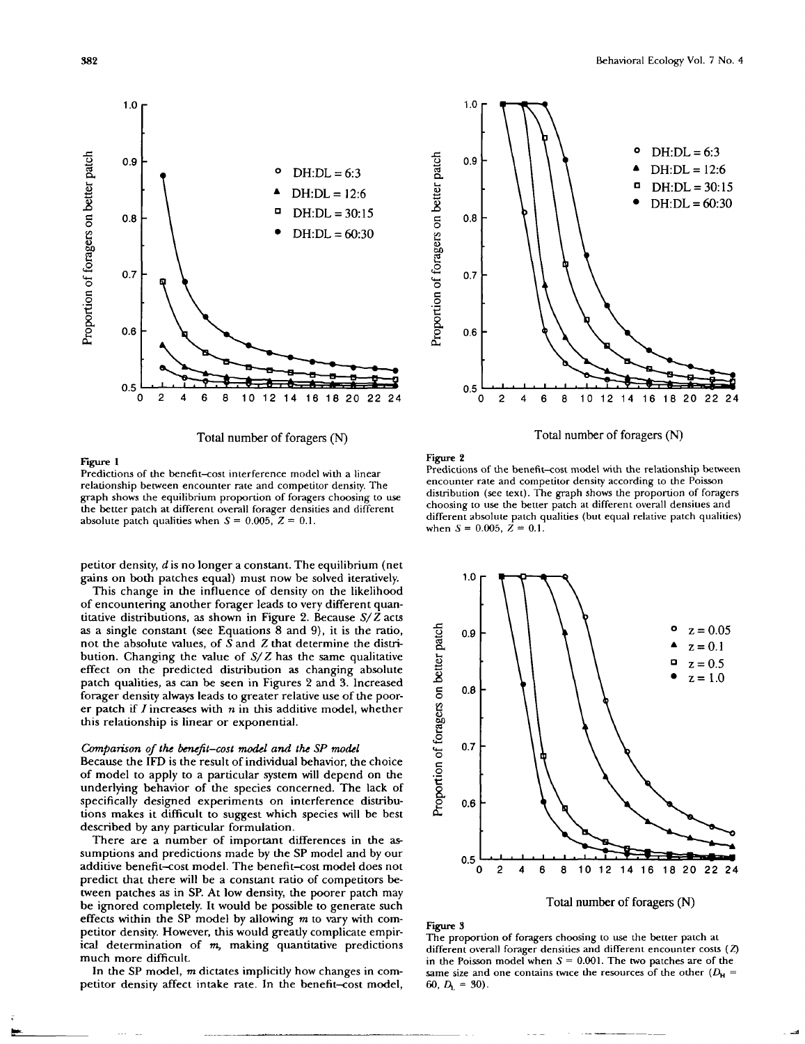Figure 1

Predictions of the benefit–cost interference model with a linear relationship between encounter rate and competitor density. The graph shows the equilibrium proportion of foragers choosing to use the better patch at different overall forager densities and different absolute patch qualities when $S = 0.005$, $Z = 0.1$.

Figure 2

Predictions of the benefit–cost model with the relationship between encounter rate and competitor density according to the Poisson distribution (see text). The graph shows the proportion of foragers choosing to use the better patch at different overall densities and different absolute patch qualities (but equal relative patch qualities) when $S = 0.005$, $Z = 0.1$.

petitor density, $d$ is no longer a constant. The equilibrium (net gains on both patches equal) must now be solved iteratively.

This change in the influence of density on the likelihood of encountering another forager leads to very different quantitative distributions, as shown in Figure 2. Because $S/Z$ acts as a single constant (see Equations 8 and 9), it is the ratio, not the absolute values, of $S$ and $Z$ that determine the distribution. Changing the value of $S/Z$ has the same qualitative effect on the predicted distribution as changing absolute patch qualities, as can be seen in Figures 2 and 3. Increased forager density always leads to greater relative use of the poorer patch if $I$ increases with $n$ in this additive model, whether this relationship is linear or exponential.

*Comparison of the benefit–cost model and the SP model*

Because the IFD is the result of individual behavior, the choice of model to apply to a particular system will depend on the underlying behavior of the species concerned. The lack of specifically designed experiments on interference distributions makes it difficult to suggest which species will be best described by any particular formulation.

There are a number of important differences in the assumptions and predictions made by the SP model and by our additive benefit–cost model. The benefit–cost model does not predict that there will be a constant ratio of competitors between patches as in SP. At low density, the poorer patch may be ignored completely. It would be possible to generate such effects within the SP model by allowing $m$ to vary with competitor density. However, this would greatly complicate empirical determination of $m$, making quantitative predictions much more difficult.

In the SP model, $m$ dictates implicitly how changes in competitor density affect intake rate. In the benefit–cost model,

Figure 3

The proportion of foragers choosing to use the better patch at different overall forager densities and different encounter costs ($Z$) in the Poisson model when $S = 0.001$. The two patches are of the same size and one contains twice the resources of the other ($D_H = 60$, $D_L = 30$).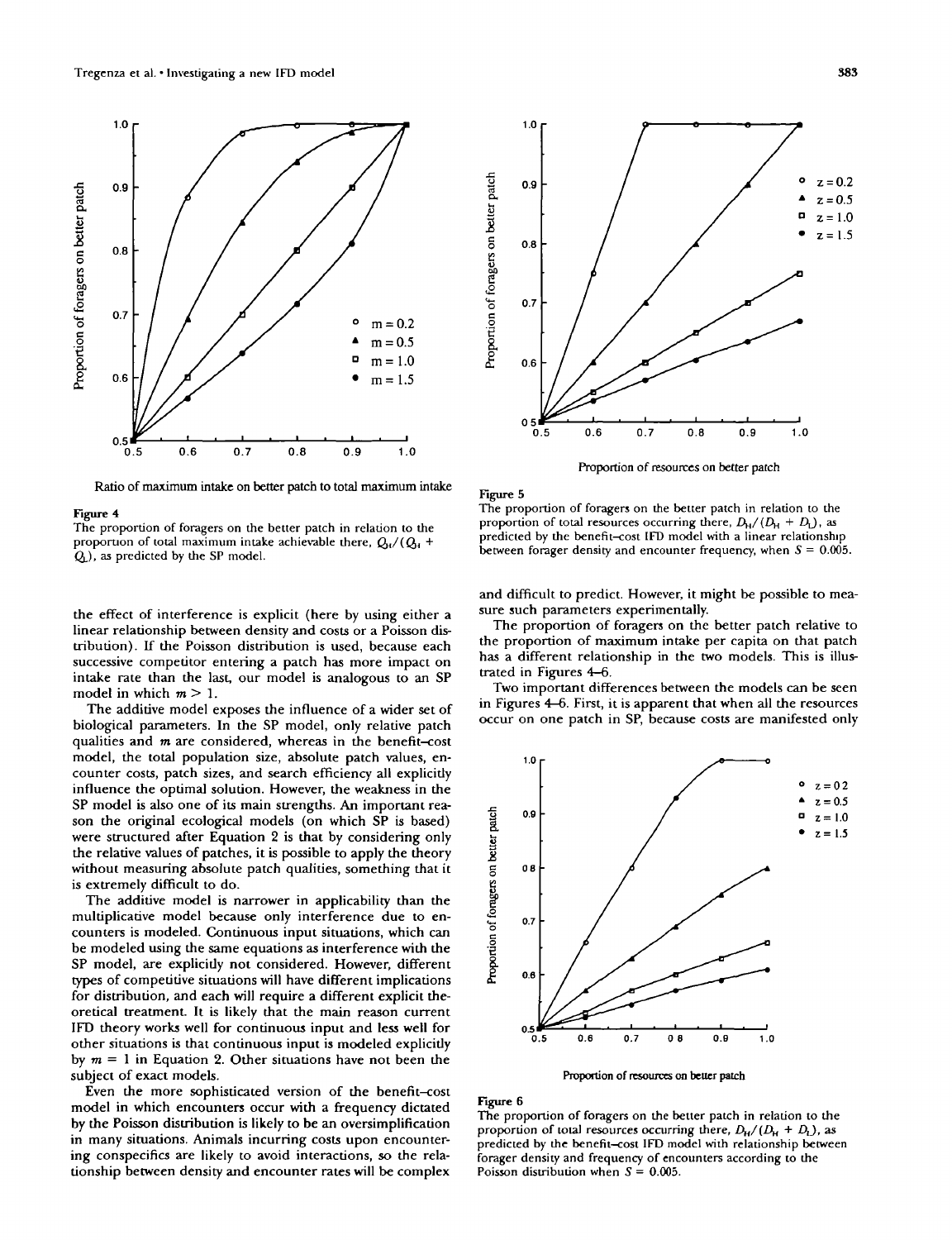Figure 4
The proportion of foragers on the better patch in relation to the proportion of total maximum intake achievable there, $Q_H/(Q_H + Q_L)$, as predicted by the SP model.

Figure 5
The proportion of foragers on the better patch in relation to the proportion of total resources occurring there, $D_H/(D_H + D_L)$, as predicted by the benefit–cost IFD model with a linear relationship between forager density and encounter frequency, when $S = 0.005$.

the effect of interference is explicit (here by using either a linear relationship between density and costs or a Poisson distribution). If the Poisson distribution is used, because each successive competitor entering a patch has more impact on intake rate than the last, our model is analogous to an SP model in which $m > 1$.

The additive model exposes the influence of a wider set of biological parameters. In the SP model, only relative patch qualities and $m$ are considered, whereas in the benefit–cost model, the total population size, absolute patch values, encounter costs, patch sizes, and search efficiency all explicitly influence the optimal solution. However, the weakness in the SP model is also one of its main strengths. An important reason the original ecological models (on which SP is based) were structured after Equation 2 is that by considering only the relative values of patches, it is possible to apply the theory without measuring absolute patch qualities, something that it is extremely difficult to do.

The additive model is narrower in applicability than the multiplicative model because only interference due to encounters is modeled. Continuous input situations, which can be modeled using the same equations as interference with the SP model, are explicitly not considered. However, different types of competitive situations will have different implications for distribution, and each will require a different explicit theoretical treatment. It is likely that the main reason current IFD theory works well for continuous input and less well for other situations is that continuous input is modeled explicitly by $m = 1$ in Equation 2. Other situations have not been the subject of exact models.

Even the more sophisticated version of the benefit–cost model in which encounters occur with a frequency dictated by the Poisson distribution is likely to be an oversimplification in many situations. Animals incurring costs upon encountering conspecifics are likely to avoid interactions, so the relationship between density and encounter rates will be complex and difficult to predict. However, it might be possible to measure such parameters experimentally.

The proportion of foragers on the better patch relative to the proportion of maximum intake per capita on that patch has a different relationship in the two models. This is illustrated in Figures 4–6.

Two important differences between the models can be seen in Figures 4–6. First, it is apparent that when all the resources occur on one patch in SP, because costs are manifested only

Figure 6
The proportion of foragers on the better patch in relation to the proportion of total resources occurring there, $D_H/(D_H + D_L)$, as predicted by the benefit–cost IFD model with relationship between forager density and frequency of encounters according to the Poisson distribution when $S = 0.005$.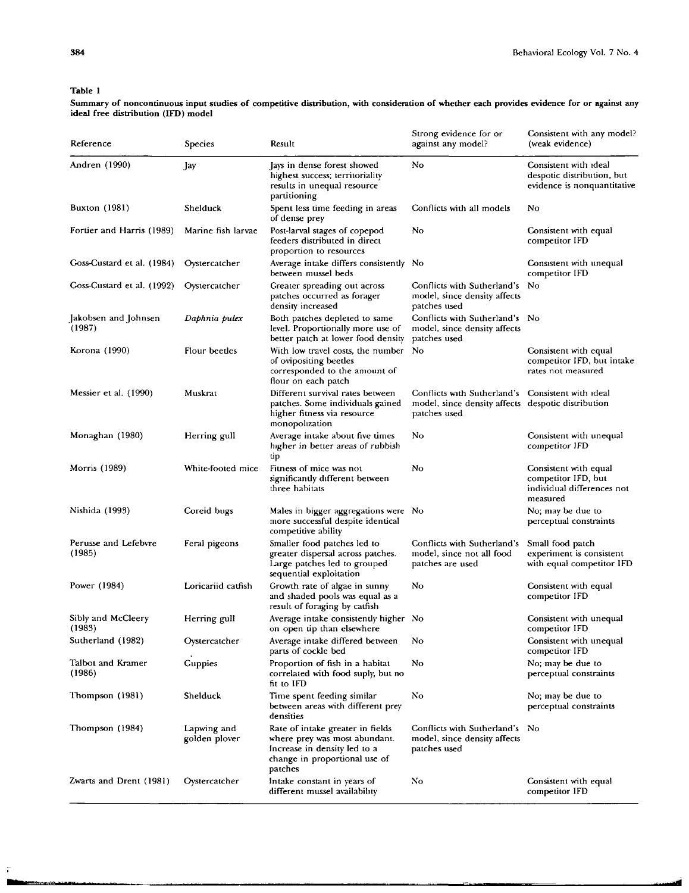**Table 1**

**Summary of noncontinuous input studies of competitive distribution, with consideration of whether each provides evidence for or against any ideal free distribution (IFD) model**

| Reference | Species | Result | Strong evidence for or against any model? | Consistent with any model? (weak evidence) |
|---|---|---|---|---|
| Andren (1990) | Jay | Jays in dense forest showed highest success; territoriality results in unequal resource partitioning | No | Consistent with ideal despotic distribution, but evidence is nonquantitative |
| Buxton (1981) | Shelduck | Spent less time feeding in areas of dense prey | Conflicts with all models | No |
| Fortier and Harris (1989) | Marine fish larvae | Post-larval stages of copepod feeders distributed in direct proportion to resources | No | Consistent with equal competitor IFD |
| Goss-Custard et al. (1984) | Oystercatcher | Average intake differs consistently between mussel beds | No | Consistent with unequal competitor IFD |
| Goss-Custard et al. (1992) | Oystercatcher | Greater spreading out across patches occurred as forager density increased | Conflicts with Sutherland's model, since density affects patches used | No |
| Jakobsen and Johnsen (1987) | *Daphnia pulex* | Both patches depleted to same level. Proportionally more use of better patch at lower food density | Conflicts with Sutherland's model, since density affects patches used | No |
| Korona (1990) | Flour beetles | With low travel costs, the number of ovipositing beetles corresponded to the amount of flour on each patch | No | Consistent with equal competitor IFD, but intake rates not measured |
| Messier et al. (1990) | Muskrat | Different survival rates between patches. Some individuals gained higher fitness via resource monopolization | Conflicts with Sutherland's model, since density affects patches used | Consistent with ideal despotic distribution |
| Monaghan (1980) | Herring gull | Average intake about five times higher in better areas of rubbish tip | No | Consistent with unequal competitor IFD |
| Morris (1989) | White-footed mice | Fitness of mice was not significantly different between three habitats | No | Consistent with equal competitor IFD, but individual differences not measured |
| Nishida (1993) | Coreid bugs | Males in bigger aggregations were more successful despite identical competitive ability | No | No; may be due to perceptual constraints |
| Perusse and Lefebvre (1985) | Feral pigeons | Smaller food patches led to greater dispersal across patches. Large patches led to grouped sequential exploitation | Conflicts with Sutherland's model, since not all food patches are used | Small food patch experiment is consistent with equal competitor IFD |
| Power (1984) | Loricariid catfish | Growth rate of algae in sunny and shaded pools was equal as a result of foraging by catfish | No | Consistent with equal competitor IFD |
| Sibly and McCleery (1983) | Herring gull | Average intake consistently higher on open tip than elsewhere | No | Consistent with unequal competitor IFD |
| Sutherland (1982) | Oystercatcher | Average intake differed between parts of cockle bed | No | Consistent with unequal competitor IFD |
| Talbot and Kramer (1986) | Guppies | Proportion of fish in a habitat correlated with food suply, but no fit to IFD | No | No; may be due to perceptual constraints |
| Thompson (1981) | Shelduck | Time spent feeding similar between areas with different prey densities | No | No; may be due to perceptual constraints |
| Thompson (1984) | Lapwing and golden plover | Rate of intake greater in fields where prey was most abundant. Increase in density led to a change in proportional use of patches | Conflicts with Sutherland's model, since density affects patches used | No |
| Zwarts and Drent (1981) | Oystercatcher | Intake constant in years of different mussel availability | No | Consistent with equal competitor IFD |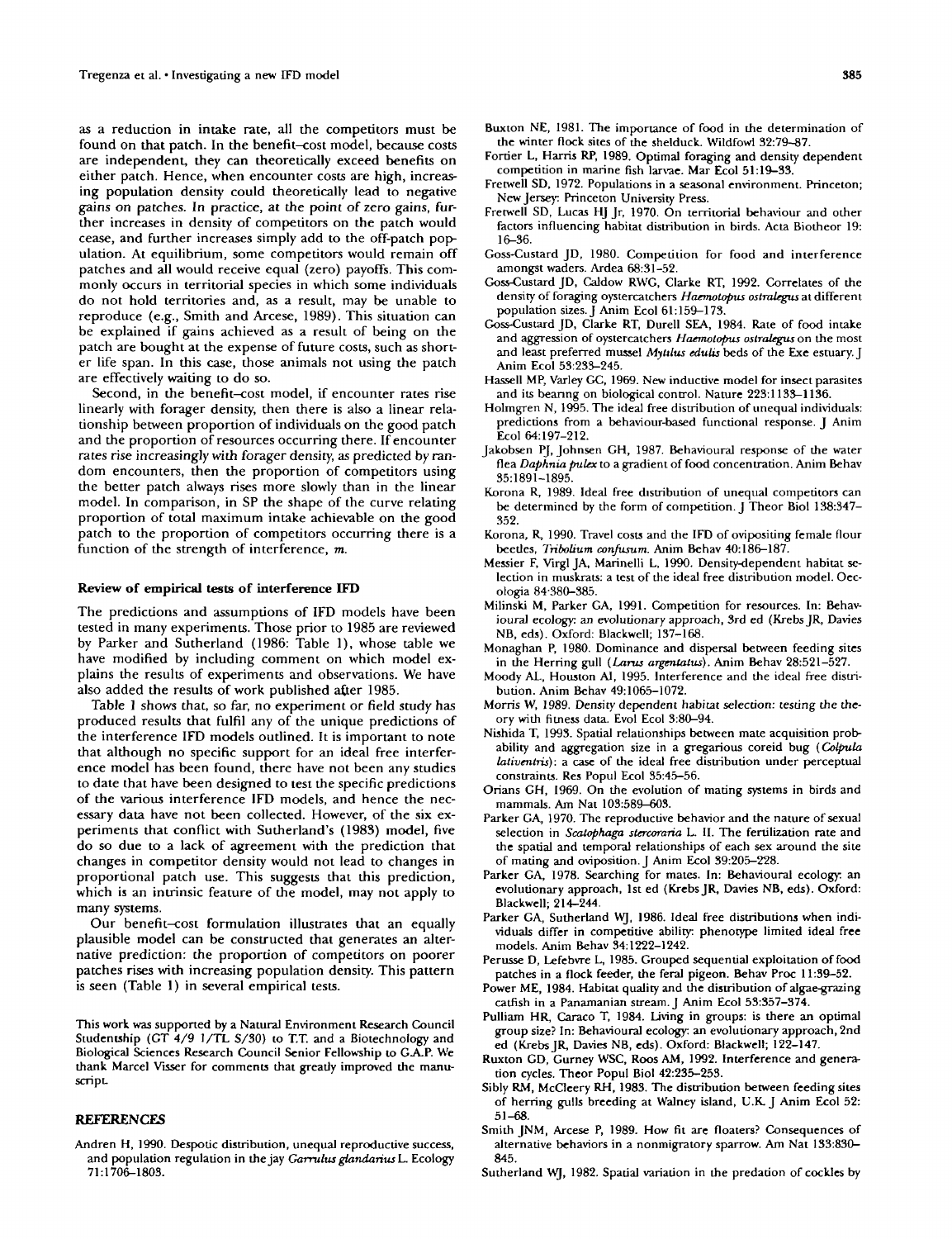as a reduction in intake rate, all the competitors must be found on that patch. In the benefit–cost model, because costs are independent, they can theoretically exceed benefits on either patch. Hence, when encounter costs are high, increasing population density could theoretically lead to negative gains on patches. In practice, at the point of zero gains, further increases in density of competitors on the patch would cease, and further increases simply add to the off-patch population. At equilibrium, some competitors would remain off patches and all would receive equal (zero) payoffs. This commonly occurs in territorial species in which some individuals do not hold territories and, as a result, may be unable to reproduce (e.g., Smith and Arcese, 1989). This situation can be explained if gains achieved as a result of being on the patch are bought at the expense of future costs, such as shorter life span. In this case, those animals not using the patch are effectively waiting to do so.

Second, in the benefit–cost model, if encounter rates rise linearly with forager density, then there is also a linear relationship between proportion of individuals on the good patch and the proportion of resources occurring there. If encounter rates rise increasingly with forager density, as predicted by random encounters, then the proportion of competitors using the better patch always rises more slowly than in the linear model. In comparison, in SP the shape of the curve relating proportion of total maximum intake achievable on the good patch to the proportion of competitors occurring there is a function of the strength of interference, $m$.

### Review of empirical tests of interference IFD

The predictions and assumptions of IFD models have been tested in many experiments. Those prior to 1985 are reviewed by Parker and Sutherland (1986: Table 1), whose table we have modified by including comment on which model explains the results of experiments and observations. We have also added the results of work published after 1985.

Table 1 shows that, so far, no experiment or field study has produced results that fulfil any of the unique predictions of the interference IFD models outlined. It is important to note that although no specific support for an ideal free interference model has been found, there have not been any studies to date that have been designed to test the specific predictions of the various interference IFD models, and hence the necessary data have not been collected. However, of the six experiments that conflict with Sutherland's (1983) model, five do so due to a lack of agreement with the prediction that changes in competitor density would not lead to changes in proportional patch use. This suggests that this prediction, which is an intrinsic feature of the model, may not apply to many systems.

Our benefit–cost formulation illustrates that an equally plausible model can be constructed that generates an alternative prediction: the proportion of competitors on poorer patches rises with increasing population density. This pattern is seen (Table 1) in several empirical tests.

This work was supported by a Natural Environment Research Council Studentship (GT 4/9 1/TL S/30) to T.T. and a Biotechnology and Biological Sciences Research Council Senior Fellowship to G.A.P. We thank Marcel Visser for comments that greatly improved the manuscript.

## REFERENCES

Andren H, 1990. Despotic distribution, unequal reproductive success, and population regulation in the jay *Garrulus glandarius* L. Ecology 71:1706–1803.

Buxton NE, 1981. The importance of food in the determination of the winter flock sites of the shelduck. Wildfowl 32:79–87.

Fortier L, Harris RP, 1989. Optimal foraging and density dependent competition in marine fish larvae. Mar Ecol 51:19–33.

Fretwell SD, 1972. Populations in a seasonal environment. Princeton; New Jersey: Princeton University Press.

Fretwell SD, Lucas HJ Jr, 1970. On territorial behaviour and other factors influencing habitat distribution in birds. Acta Biotheor 19: 16–36.

Goss-Custard JD, 1980. Competition for food and interference amongst waders. Ardea 68:31–52.

Goss-Custard JD, Caldow RWG, Clarke RT, 1992. Correlates of the density of foraging oystercatchers *Haematopus ostralegus* at different population sizes. J Anim Ecol 61:159–173.

Goss-Custard JD, Clarke RT, Durell SEA, 1984. Rate of food intake and aggression of oystercatchers *Haematopus ostralegus* on the most and least preferred mussel *Mytilus edulis* beds of the Exe estuary. J Anim Ecol 53:233–245.

Hassell MP, Varley GC, 1969. New inductive model for insect parasites and its bearing on biological control. Nature 223:1133–1136.

Holmgren N, 1995. The ideal free distribution of unequal individuals: predictions from a behaviour-based functional response. J Anim Ecol 64:197–212.

Jakobsen PJ, Johnsen GH, 1987. Behavioural response of the water flea *Daphnia pulex* to a gradient of food concentration. Anim Behav 35:1891–1895.

Korona R, 1989. Ideal free distribution of unequal competitors can be determined by the form of competition. J Theor Biol 138:347–352.

Korona, R, 1990. Travel costs and the IFD of ovipositing female flour beetles, *Tribolium confusum*. Anim Behav 40:186–187.

Messier F, Virgl JA, Marinelli L, 1990. Density-dependent habitat selection in muskrats: a test of the ideal free distribution model. Oecologia 84:380–385.

Milinski M, Parker GA, 1991. Competition for resources. In: Behavioural ecology: an evolutionary approach, 3rd ed (Krebs JR, Davies NB, eds). Oxford: Blackwell; 137–168.

Monaghan P, 1980. Dominance and dispersal between feeding sites in the Herring gull (*Larus argentatus*). Anim Behav 28:521–527.

Moody AL, Houston AI, 1995. Interference and the ideal free distribution. Anim Behav 49:1065–1072.

Morris W, 1989. Density dependent habitat selection: testing the theory with fitness data. Evol Ecol 3:80–94.

Nishida T, 1993. Spatial relationships between mate acquisition probability and aggregation size in a gregarious coreid bug (*Colpula lativentris*): a case of the ideal free distribution under perceptual constraints. Res Popul Ecol 35:45–56.

Orians GH, 1969. On the evolution of mating systems in birds and mammals. Am Nat 103:589–603.

Parker GA, 1970. The reproductive behavior and the nature of sexual selection in *Scatophaga stercoraria* L. II. The fertilization rate and the spatial and temporal relationships of each sex around the site of mating and oviposition. J Anim Ecol 39:205–228.

Parker GA, 1978. Searching for mates. In: Behavioural ecology: an evolutionary approach, 1st ed (Krebs JR, Davies NB, eds). Oxford: Blackwell; 214–244.

Parker GA, Sutherland WJ, 1986. Ideal free distributions when individuals differ in competitive ability: phenotype limited ideal free models. Anim Behav 34:1222–1242.

Perusse D, Lefebvre L, 1985. Grouped sequential exploitation of food patches in a flock feeder, the feral pigeon. Behav Proc 11:39–52.

Power ME, 1984. Habitat quality and the distribution of algae-grazing catfish in a Panamanian stream. J Anim Ecol 53:357–374.

Pulliam HR, Caraco T, 1984. Living in groups: is there an optimal group size? In: Behavioural ecology: an evolutionary approach, 2nd ed (Krebs JR, Davies NB, eds). Oxford: Blackwell; 122–147.

Ruxton GD, Gurney WSC, Roos AM, 1992. Interference and generation cycles. Theor Popul Biol 42:235–253.

Sibly RM, McCleery RH, 1983. The distribution between feeding sites of herring gulls breeding at Walney island, U.K. J Anim Ecol 52: 51–68.

Smith JNM, Arcese P, 1989. How fit are floaters? Consequences of alternative behaviors in a nonmigratory sparrow. Am Nat 133:830–845.

Sutherland WJ, 1982. Spatial variation in the predation of cockles by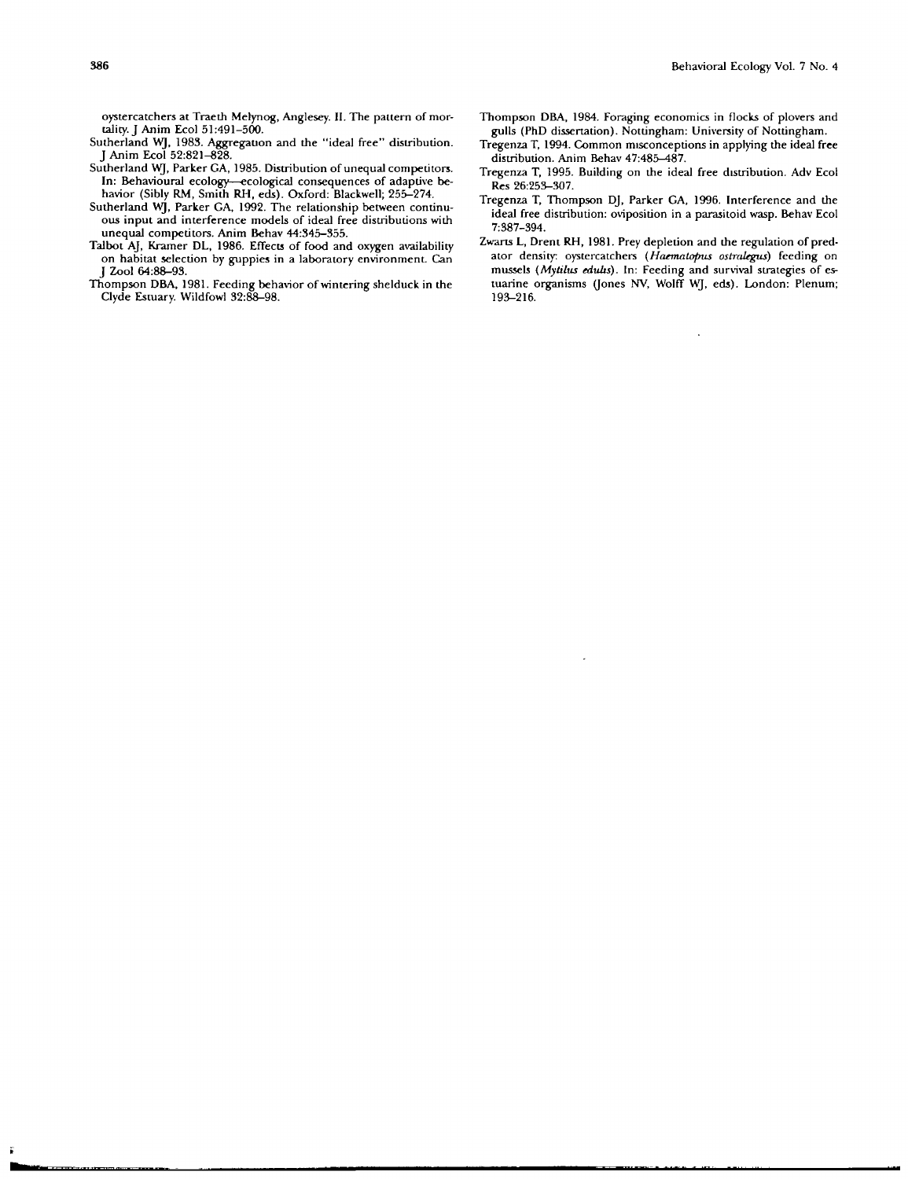oystercatchers at Traeth Melynog, Anglesey. II. The pattern of mortality. J Anim Ecol 51:491–500.

Sutherland WJ, 1983. Aggregation and the "ideal free" distribution. J Anim Ecol 52:821–828.

Sutherland WJ, Parker GA, 1985. Distribution of unequal competitors. In: Behavioural ecology—ecological consequences of adaptive behavior (Sibly RM, Smith RH, eds). Oxford: Blackwell; 255–274.

Sutherland WJ, Parker GA, 1992. The relationship between continuous input and interference models of ideal free distributions with unequal competitors. Anim Behav 44:345–355.

Talbot AJ, Kramer DL, 1986. Effects of food and oxygen availability on habitat selection by guppies in a laboratory environment. Can J Zool 64:88–93.

Thompson DBA, 1981. Feeding behavior of wintering shelduck in the Clyde Estuary. Wildfowl 32:88–98.

Thompson DBA, 1984. Foraging economics in flocks of plovers and gulls (PhD dissertation). Nottingham: University of Nottingham.

Tregenza T, 1994. Common misconceptions in applying the ideal free distribution. Anim Behav 47:485–487.

Tregenza T, 1995. Building on the ideal free distribution. Adv Ecol Res 26:253–307.

Tregenza T, Thompson DJ, Parker GA, 1996. Interference and the ideal free distribution: oviposition in a parasitoid wasp. Behav Ecol 7:387–394.

Zwarts L, Drent RH, 1981. Prey depletion and the regulation of predator density: oystercatchers (*Haematopus ostralegus*) feeding on mussels (*Mytilus edulis*). In: Feeding and survival strategies of estuarine organisms (Jones NV, Wolff WJ, eds). London: Plenum; 193–216.